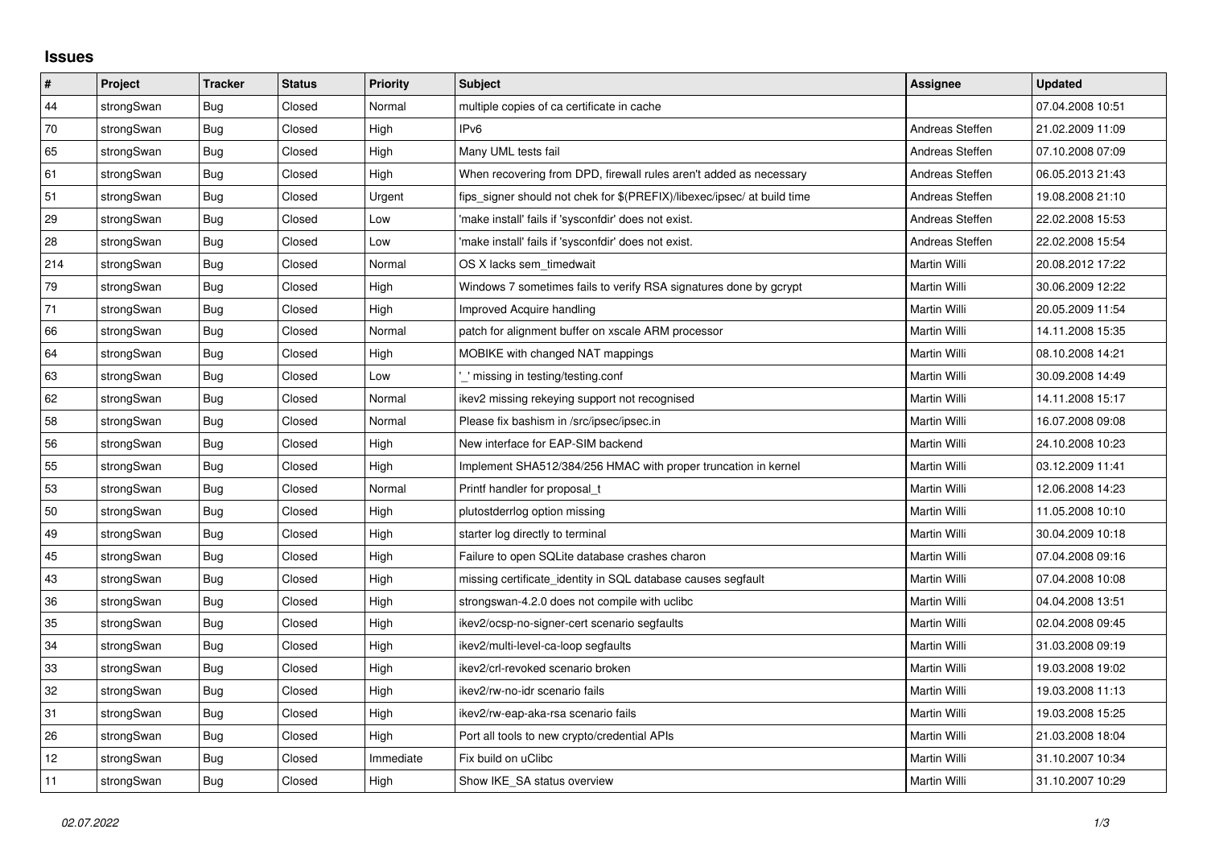## Issues

| # | Project | Tracker | Status | Priority | Subject | Assignee | Updated |
|---|---|---|---|---|---|---|---|
| 44 | strongSwan | Bug | Closed | Normal | multiple copies of ca certificate in cache | | 07.04.2008 10:51 |
| 70 | strongSwan | Bug | Closed | High | IPv6 | Andreas Steffen | 21.02.2009 11:09 |
| 65 | strongSwan | Bug | Closed | High | Many UML tests fail | Andreas Steffen | 07.10.2008 07:09 |
| 61 | strongSwan | Bug | Closed | High | When recovering from DPD, firewall rules aren't added as necessary | Andreas Steffen | 06.05.2013 21:43 |
| 51 | strongSwan | Bug | Closed | Urgent | fips_signer should not chek for $(PREFIX)/libexec/ipsec/ at build time | Andreas Steffen | 19.08.2008 21:10 |
| 29 | strongSwan | Bug | Closed | Low | 'make install' fails if 'sysconfdir' does not exist. | Andreas Steffen | 22.02.2008 15:53 |
| 28 | strongSwan | Bug | Closed | Low | 'make install' fails if 'sysconfdir' does not exist. | Andreas Steffen | 22.02.2008 15:54 |
| 214 | strongSwan | Bug | Closed | Normal | OS X lacks sem_timedwait | Martin Willi | 20.08.2012 17:22 |
| 79 | strongSwan | Bug | Closed | High | Windows 7 sometimes fails to verify RSA signatures done by gcrypt | Martin Willi | 30.06.2009 12:22 |
| 71 | strongSwan | Bug | Closed | High | Improved Acquire handling | Martin Willi | 20.05.2009 11:54 |
| 66 | strongSwan | Bug | Closed | Normal | patch for alignment buffer on xscale ARM processor | Martin Willi | 14.11.2008 15:35 |
| 64 | strongSwan | Bug | Closed | High | MOBIKE with changed NAT mappings | Martin Willi | 08.10.2008 14:21 |
| 63 | strongSwan | Bug | Closed | Low | '_' missing in testing/testing.conf | Martin Willi | 30.09.2008 14:49 |
| 62 | strongSwan | Bug | Closed | Normal | ikev2 missing rekeying support not recognised | Martin Willi | 14.11.2008 15:17 |
| 58 | strongSwan | Bug | Closed | Normal | Please fix bashism in /src/ipsec/ipsec.in | Martin Willi | 16.07.2008 09:08 |
| 56 | strongSwan | Bug | Closed | High | New interface for EAP-SIM backend | Martin Willi | 24.10.2008 10:23 |
| 55 | strongSwan | Bug | Closed | High | Implement SHA512/384/256 HMAC with proper truncation in kernel | Martin Willi | 03.12.2009 11:41 |
| 53 | strongSwan | Bug | Closed | Normal | Printf handler for proposal_t | Martin Willi | 12.06.2008 14:23 |
| 50 | strongSwan | Bug | Closed | High | plutostderrlog option missing | Martin Willi | 11.05.2008 10:10 |
| 49 | strongSwan | Bug | Closed | High | starter log directly to terminal | Martin Willi | 30.04.2009 10:18 |
| 45 | strongSwan | Bug | Closed | High | Failure to open SQLite database crashes charon | Martin Willi | 07.04.2008 09:16 |
| 43 | strongSwan | Bug | Closed | High | missing certificate_identity in SQL database causes segfault | Martin Willi | 07.04.2008 10:08 |
| 36 | strongSwan | Bug | Closed | High | strongswan-4.2.0 does not compile with uclibc | Martin Willi | 04.04.2008 13:51 |
| 35 | strongSwan | Bug | Closed | High | ikev2/ocsp-no-signer-cert scenario segfaults | Martin Willi | 02.04.2008 09:45 |
| 34 | strongSwan | Bug | Closed | High | ikev2/multi-level-ca-loop segfaults | Martin Willi | 31.03.2008 09:19 |
| 33 | strongSwan | Bug | Closed | High | ikev2/crl-revoked scenario broken | Martin Willi | 19.03.2008 19:02 |
| 32 | strongSwan | Bug | Closed | High | ikev2/rw-no-idr scenario fails | Martin Willi | 19.03.2008 11:13 |
| 31 | strongSwan | Bug | Closed | High | ikev2/rw-eap-aka-rsa scenario fails | Martin Willi | 19.03.2008 15:25 |
| 26 | strongSwan | Bug | Closed | High | Port all tools to new crypto/credential APIs | Martin Willi | 21.03.2008 18:04 |
| 12 | strongSwan | Bug | Closed | Immediate | Fix build on uClibc | Martin Willi | 31.10.2007 10:34 |
| 11 | strongSwan | Bug | Closed | High | Show IKE_SA status overview | Martin Willi | 31.10.2007 10:29 |

*02.07.2022*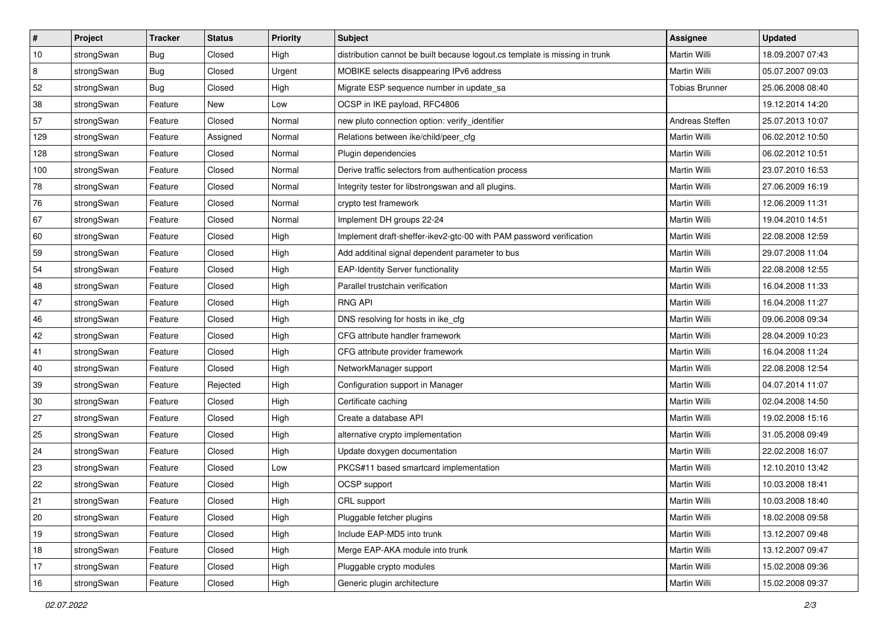| # | Project | Tracker | Status | Priority | Subject | Assignee | Updated |
| --- | --- | --- | --- | --- | --- | --- | --- |
| 10 | strongSwan | Bug | Closed | High | distribution cannot be built because logout.cs template is missing in trunk | Martin Willi | 18.09.2007 07:43 |
| 8 | strongSwan | Bug | Closed | Urgent | MOBIKE selects disappearing IPv6 address | Martin Willi | 05.07.2007 09:03 |
| 52 | strongSwan | Bug | Closed | High | Migrate ESP sequence number in update_sa | Tobias Brunner | 25.06.2008 08:40 |
| 38 | strongSwan | Feature | New | Low | OCSP in IKE payload, RFC4806 | | 19.12.2014 14:20 |
| 57 | strongSwan | Feature | Closed | Normal | new pluto connection option: verify_identifier | Andreas Steffen | 25.07.2013 10:07 |
| 129 | strongSwan | Feature | Assigned | Normal | Relations between ike/child/peer_cfg | Martin Willi | 06.02.2012 10:50 |
| 128 | strongSwan | Feature | Closed | Normal | Plugin dependencies | Martin Willi | 06.02.2012 10:51 |
| 100 | strongSwan | Feature | Closed | Normal | Derive traffic selectors from authentication process | Martin Willi | 23.07.2010 16:53 |
| 78 | strongSwan | Feature | Closed | Normal | Integrity tester for libstrongswan and all plugins. | Martin Willi | 27.06.2009 16:19 |
| 76 | strongSwan | Feature | Closed | Normal | crypto test framework | Martin Willi | 12.06.2009 11:31 |
| 67 | strongSwan | Feature | Closed | Normal | Implement DH groups 22-24 | Martin Willi | 19.04.2010 14:51 |
| 60 | strongSwan | Feature | Closed | High | Implement draft-sheffer-ikev2-gtc-00 with PAM password verification | Martin Willi | 22.08.2008 12:59 |
| 59 | strongSwan | Feature | Closed | High | Add additinal signal dependent parameter to bus | Martin Willi | 29.07.2008 11:04 |
| 54 | strongSwan | Feature | Closed | High | EAP-Identity Server functionality | Martin Willi | 22.08.2008 12:55 |
| 48 | strongSwan | Feature | Closed | High | Parallel trustchain verification | Martin Willi | 16.04.2008 11:33 |
| 47 | strongSwan | Feature | Closed | High | RNG API | Martin Willi | 16.04.2008 11:27 |
| 46 | strongSwan | Feature | Closed | High | DNS resolving for hosts in ike_cfg | Martin Willi | 09.06.2008 09:34 |
| 42 | strongSwan | Feature | Closed | High | CFG attribute handler framework | Martin Willi | 28.04.2009 10:23 |
| 41 | strongSwan | Feature | Closed | High | CFG attribute provider framework | Martin Willi | 16.04.2008 11:24 |
| 40 | strongSwan | Feature | Closed | High | NetworkManager support | Martin Willi | 22.08.2008 12:54 |
| 39 | strongSwan | Feature | Rejected | High | Configuration support in Manager | Martin Willi | 04.07.2014 11:07 |
| 30 | strongSwan | Feature | Closed | High | Certificate caching | Martin Willi | 02.04.2008 14:50 |
| 27 | strongSwan | Feature | Closed | High | Create a database API | Martin Willi | 19.02.2008 15:16 |
| 25 | strongSwan | Feature | Closed | High | alternative crypto implementation | Martin Willi | 31.05.2008 09:49 |
| 24 | strongSwan | Feature | Closed | High | Update doxygen documentation | Martin Willi | 22.02.2008 16:07 |
| 23 | strongSwan | Feature | Closed | Low | PKCS#11 based smartcard implementation | Martin Willi | 12.10.2010 13:42 |
| 22 | strongSwan | Feature | Closed | High | OCSP support | Martin Willi | 10.03.2008 18:41 |
| 21 | strongSwan | Feature | Closed | High | CRL support | Martin Willi | 10.03.2008 18:40 |
| 20 | strongSwan | Feature | Closed | High | Pluggable fetcher plugins | Martin Willi | 18.02.2008 09:58 |
| 19 | strongSwan | Feature | Closed | High | Include EAP-MD5 into trunk | Martin Willi | 13.12.2007 09:48 |
| 18 | strongSwan | Feature | Closed | High | Merge EAP-AKA module into trunk | Martin Willi | 13.12.2007 09:47 |
| 17 | strongSwan | Feature | Closed | High | Pluggable crypto modules | Martin Willi | 15.02.2008 09:36 |
| 16 | strongSwan | Feature | Closed | High | Generic plugin architecture | Martin Willi | 15.02.2008 09:37 |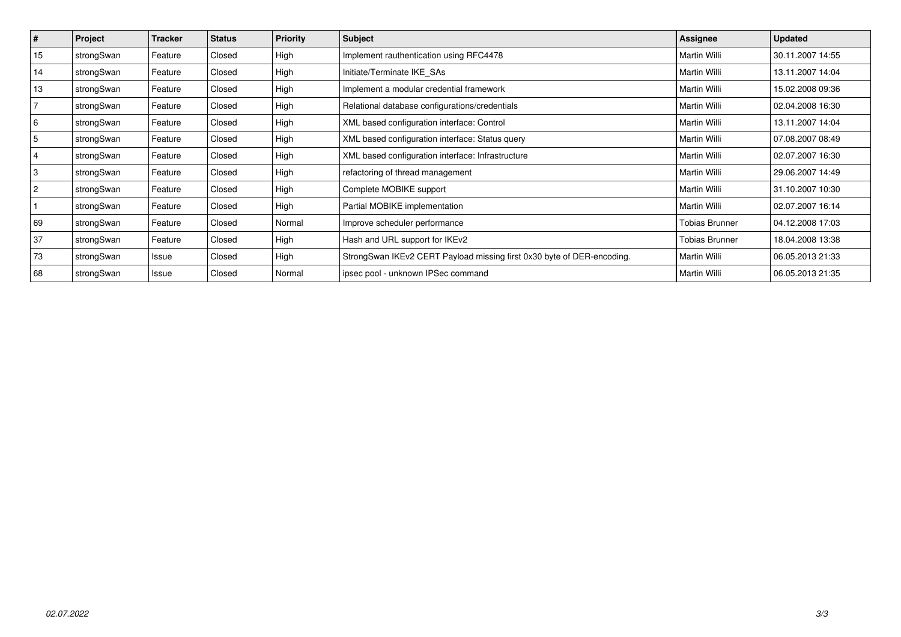| # | Project | Tracker | Status | Priority | Subject | Assignee | Updated |
|---|---|---|---|---|---|---|---|
| 15 | strongSwan | Feature | Closed | High | Implement rauthentication using RFC4478 | Martin Willi | 30.11.2007 14:55 |
| 14 | strongSwan | Feature | Closed | High | Initiate/Terminate IKE_SAs | Martin Willi | 13.11.2007 14:04 |
| 13 | strongSwan | Feature | Closed | High | Implement a modular credential framework | Martin Willi | 15.02.2008 09:36 |
| 7 | strongSwan | Feature | Closed | High | Relational database configurations/credentials | Martin Willi | 02.04.2008 16:30 |
| 6 | strongSwan | Feature | Closed | High | XML based configuration interface: Control | Martin Willi | 13.11.2007 14:04 |
| 5 | strongSwan | Feature | Closed | High | XML based configuration interface: Status query | Martin Willi | 07.08.2007 08:49 |
| 4 | strongSwan | Feature | Closed | High | XML based configuration interface: Infrastructure | Martin Willi | 02.07.2007 16:30 |
| 3 | strongSwan | Feature | Closed | High | refactoring of thread management | Martin Willi | 29.06.2007 14:49 |
| 2 | strongSwan | Feature | Closed | High | Complete MOBIKE support | Martin Willi | 31.10.2007 10:30 |
| 1 | strongSwan | Feature | Closed | High | Partial MOBIKE implementation | Martin Willi | 02.07.2007 16:14 |
| 69 | strongSwan | Feature | Closed | Normal | Improve scheduler performance | Tobias Brunner | 04.12.2008 17:03 |
| 37 | strongSwan | Feature | Closed | High | Hash and URL support for IKEv2 | Tobias Brunner | 18.04.2008 13:38 |
| 73 | strongSwan | Issue | Closed | High | StrongSwan IKEv2 CERT Payload missing first 0x30 byte of DER-encoding. | Martin Willi | 06.05.2013 21:33 |
| 68 | strongSwan | Issue | Closed | Normal | ipsec pool - unknown IPSec command | Martin Willi | 06.05.2013 21:35 |